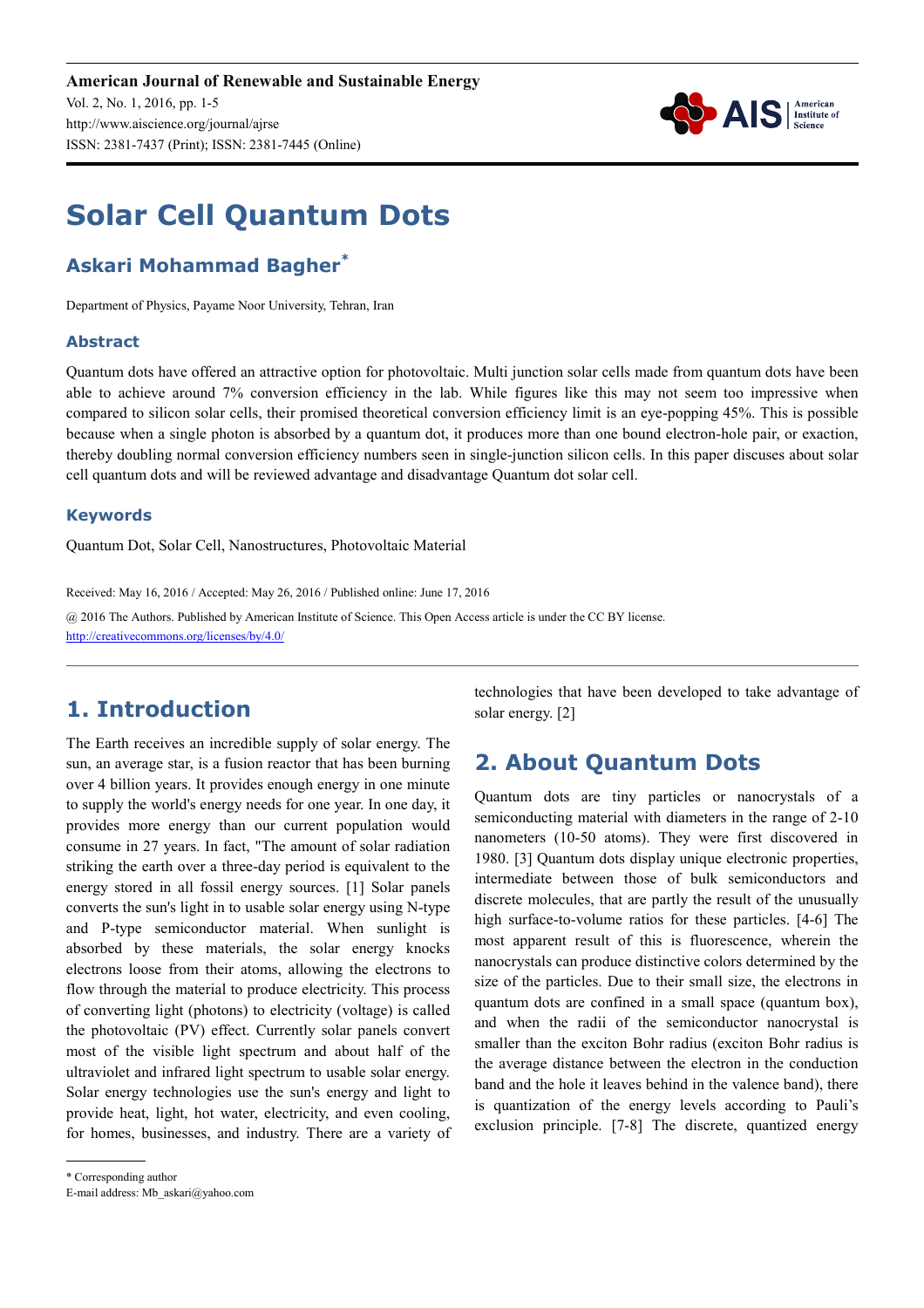# Solar Cell Quantum Dots

## Askari Mohammad Bagher*

Department of Physics, Payame Noor University, Tehran, Iran

### Abstract

Quantum dots have offered an attractive option for photovoltaic. Multi junction solar cells made from quantum dots have been able to achieve around 7% conversion efficiency in the lab. While figures like this may not seem too impressive when compared to silicon solar cells, their promised theoretical conversion efficiency limit is an eye-popping 45%. This is possible because when a single photon is absorbed by a quantum dot, it produces more than one bound electron-hole pair, or exaction, thereby doubling normal conversion efficiency numbers seen in single-junction silicon cells. In this paper discuses about solar cell quantum dots and will be reviewed advantage and disadvantage Quantum dot solar cell.

### Keywords

Quantum Dot, Solar Cell, Nanostructures, Photovoltaic Material

Received: May 16, 2016 / Accepted: May 26, 2016 / Published online: June 17, 2016

@ 2016 The Authors. Published by American Institute of Science. This Open Access article is under the CC BY license. http://creativecommons.org/licenses/by/4.0/

## 1. Introduction

The Earth receives an incredible supply of solar energy. The sun, an average star, is a fusion reactor that has been burning over 4 billion years. It provides enough energy in one minute to supply the world's energy needs for one year. In one day, it provides more energy than our current population would consume in 27 years. In fact, "The amount of solar radiation striking the earth over a three-day period is equivalent to the energy stored in all fossil energy sources. [1] Solar panels converts the sun's light in to usable solar energy using N-type and P-type semiconductor material. When sunlight is absorbed by these materials, the solar energy knocks electrons loose from their atoms, allowing the electrons to flow through the material to produce electricity. This process of converting light (photons) to electricity (voltage) is called the photovoltaic (PV) effect. Currently solar panels convert most of the visible light spectrum and about half of the ultraviolet and infrared light spectrum to usable solar energy. Solar energy technologies use the sun's energy and light to provide heat, light, hot water, electricity, and even cooling, for homes, businesses, and industry. There are a variety of technologies that have been developed to take advantage of solar energy. [2]

## 2. About Quantum Dots

Quantum dots are tiny particles or nanocrystals of a semiconducting material with diameters in the range of 2-10 nanometers (10-50 atoms). They were first discovered in 1980. [3] Quantum dots display unique electronic properties, intermediate between those of bulk semiconductors and discrete molecules, that are partly the result of the unusually high surface-to-volume ratios for these particles. [4-6] The most apparent result of this is fluorescence, wherein the nanocrystals can produce distinctive colors determined by the size of the particles. Due to their small size, the electrons in quantum dots are confined in a small space (quantum box), and when the radii of the semiconductor nanocrystal is smaller than the exciton Bohr radius (exciton Bohr radius is the average distance between the electron in the conduction band and the hole it leaves behind in the valence band), there is quantization of the energy levels according to Pauli's exclusion principle. [7-8] The discrete, quantized energy

* Corresponding author
E-mail address: Mb_askari@yahoo.com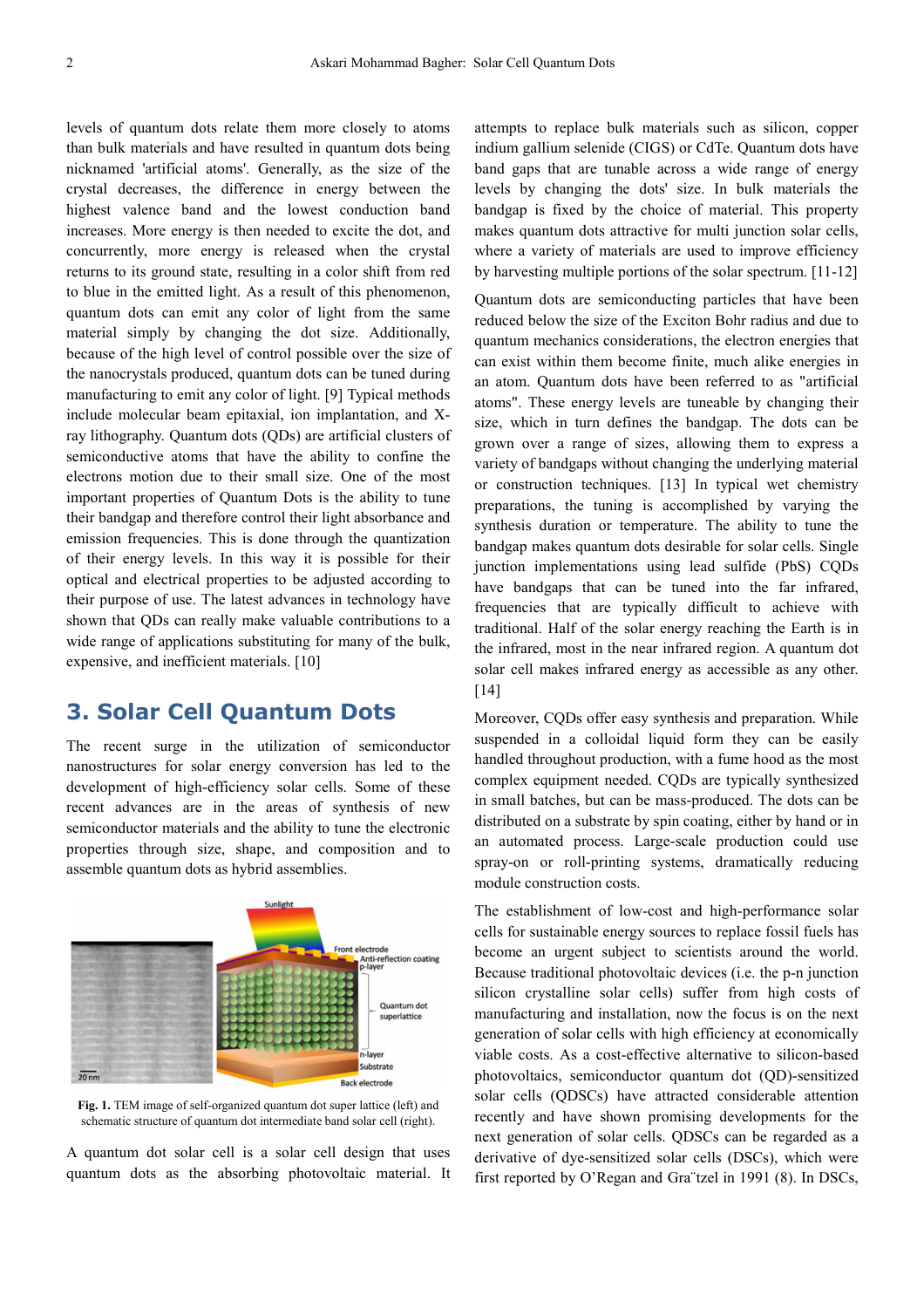levels of quantum dots relate them more closely to atoms than bulk materials and have resulted in quantum dots being nicknamed 'artificial atoms'. Generally, as the size of the crystal decreases, the difference in energy between the highest valence band and the lowest conduction band increases. More energy is then needed to excite the dot, and concurrently, more energy is released when the crystal returns to its ground state, resulting in a color shift from red to blue in the emitted light. As a result of this phenomenon, quantum dots can emit any color of light from the same material simply by changing the dot size. Additionally, because of the high level of control possible over the size of the nanocrystals produced, quantum dots can be tuned during manufacturing to emit any color of light. [9] Typical methods include molecular beam epitaxial, ion implantation, and X-ray lithography. Quantum dots (QDs) are artificial clusters of semiconductive atoms that have the ability to confine the electrons motion due to their small size. One of the most important properties of Quantum Dots is the ability to tune their bandgap and therefore control their light absorbance and emission frequencies. This is done through the quantization of their energy levels. In this way it is possible for their optical and electrical properties to be adjusted according to their purpose of use. The latest advances in technology have shown that QDs can really make valuable contributions to a wide range of applications substituting for many of the bulk, expensive, and inefficient materials. [10]

## 3. Solar Cell Quantum Dots

The recent surge in the utilization of semiconductor nanostructures for solar energy conversion has led to the development of high-efficiency solar cells. Some of these recent advances are in the areas of synthesis of new semiconductor materials and the ability to tune the electronic properties through size, shape, and composition and to assemble quantum dots as hybrid assemblies.

**Fig. 1.** TEM image of self-organized quantum dot super lattice (left) and schematic structure of quantum dot intermediate band solar cell (right).

A quantum dot solar cell is a solar cell design that uses quantum dots as the absorbing photovoltaic material. It attempts to replace bulk materials such as silicon, copper indium gallium selenide (CIGS) or CdTe. Quantum dots have band gaps that are tunable across a wide range of energy levels by changing the dots' size. In bulk materials the bandgap is fixed by the choice of material. This property makes quantum dots attractive for multi junction solar cells, where a variety of materials are used to improve efficiency by harvesting multiple portions of the solar spectrum. [11-12]

Quantum dots are semiconducting particles that have been reduced below the size of the Exciton Bohr radius and due to quantum mechanics considerations, the electron energies that can exist within them become finite, much alike energies in an atom. Quantum dots have been referred to as "artificial atoms". These energy levels are tuneable by changing their size, which in turn defines the bandgap. The dots can be grown over a range of sizes, allowing them to express a variety of bandgaps without changing the underlying material or construction techniques. [13] In typical wet chemistry preparations, the tuning is accomplished by varying the synthesis duration or temperature. The ability to tune the bandgap makes quantum dots desirable for solar cells. Single junction implementations using lead sulfide (PbS) CQDs have bandgaps that can be tuned into the far infrared, frequencies that are typically difficult to achieve with traditional. Half of the solar energy reaching the Earth is in the infrared, most in the near infrared region. A quantum dot solar cell makes infrared energy as accessible as any other. [14]

Moreover, CQDs offer easy synthesis and preparation. While suspended in a colloidal liquid form they can be easily handled throughout production, with a fume hood as the most complex equipment needed. CQDs are typically synthesized in small batches, but can be mass-produced. The dots can be distributed on a substrate by spin coating, either by hand or in an automated process. Large-scale production could use spray-on or roll-printing systems, dramatically reducing module construction costs.

The establishment of low-cost and high-performance solar cells for sustainable energy sources to replace fossil fuels has become an urgent subject to scientists around the world. Because traditional photovoltaic devices (i.e. the p-n junction silicon crystalline solar cells) suffer from high costs of manufacturing and installation, now the focus is on the next generation of solar cells with high efficiency at economically viable costs. As a cost-effective alternative to silicon-based photovoltaics, semiconductor quantum dot (QD)-sensitized solar cells (QDSCs) have attracted considerable attention recently and have shown promising developments for the next generation of solar cells. QDSCs can be regarded as a derivative of dye-sensitized solar cells (DSCs), which were first reported by O'Regan and Gra¨tzel in 1991 (8). In DSCs,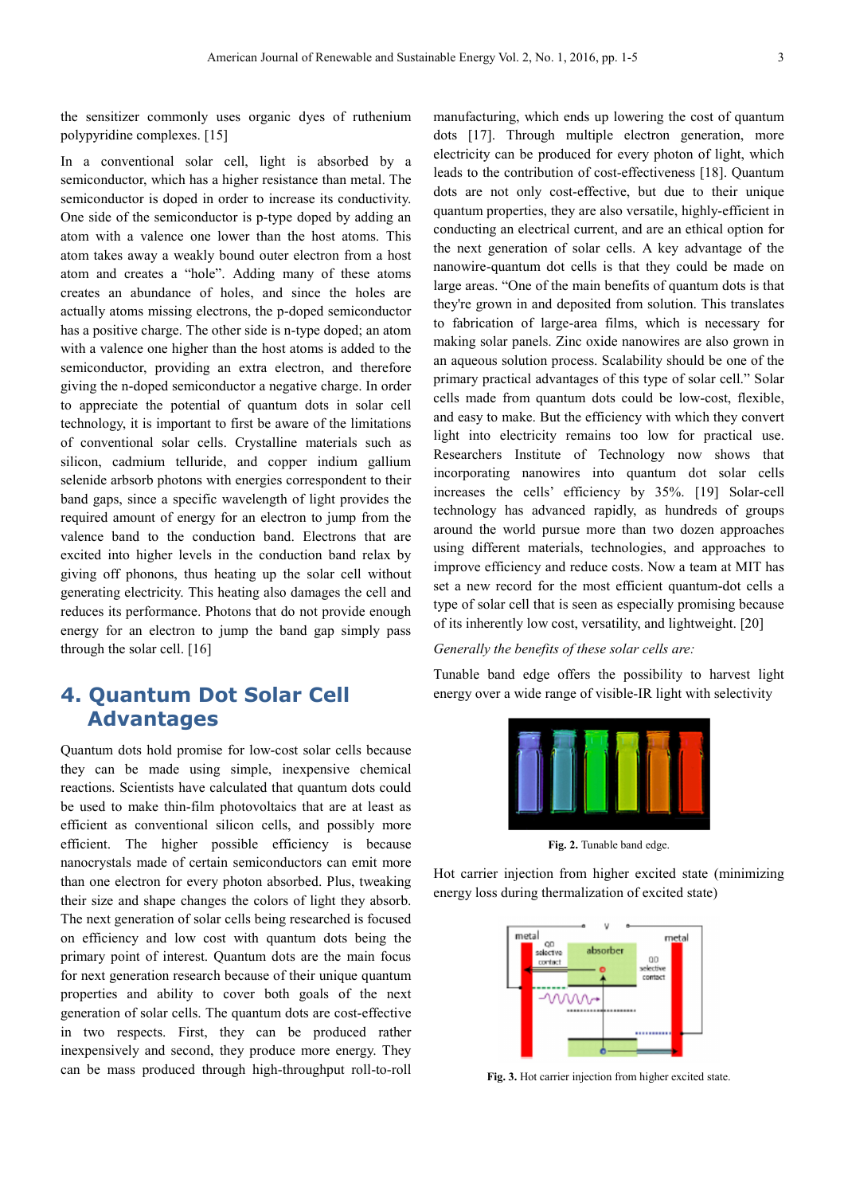the sensitizer commonly uses organic dyes of ruthenium polypyridine complexes. [15]

In a conventional solar cell, light is absorbed by a semiconductor, which has a higher resistance than metal. The semiconductor is doped in order to increase its conductivity. One side of the semiconductor is p-type doped by adding an atom with a valence one lower than the host atoms. This atom takes away a weakly bound outer electron from a host atom and creates a "hole". Adding many of these atoms creates an abundance of holes, and since the holes are actually atoms missing electrons, the p-doped semiconductor has a positive charge. The other side is n-type doped; an atom with a valence one higher than the host atoms is added to the semiconductor, providing an extra electron, and therefore giving the n-doped semiconductor a negative charge. In order to appreciate the potential of quantum dots in solar cell technology, it is important to first be aware of the limitations of conventional solar cells. Crystalline materials such as silicon, cadmium telluride, and copper indium gallium selenide arbsorb photons with energies correspondent to their band gaps, since a specific wavelength of light provides the required amount of energy for an electron to jump from the valence band to the conduction band. Electrons that are excited into higher levels in the conduction band relax by giving off phonons, thus heating up the solar cell without generating electricity. This heating also damages the cell and reduces its performance. Photons that do not provide enough energy for an electron to jump the band gap simply pass through the solar cell. [16]

## 4. Quantum Dot Solar Cell Advantages

Quantum dots hold promise for low-cost solar cells because they can be made using simple, inexpensive chemical reactions. Scientists have calculated that quantum dots could be used to make thin-film photovoltaics that are at least as efficient as conventional silicon cells, and possibly more efficient. The higher possible efficiency is because nanocrystals made of certain semiconductors can emit more than one electron for every photon absorbed. Plus, tweaking their size and shape changes the colors of light they absorb. The next generation of solar cells being researched is focused on efficiency and low cost with quantum dots being the primary point of interest. Quantum dots are the main focus for next generation research because of their unique quantum properties and ability to cover both goals of the next generation of solar cells. The quantum dots are cost-effective in two respects. First, they can be produced rather inexpensively and second, they produce more energy. They can be mass produced through high-throughput roll-to-roll manufacturing, which ends up lowering the cost of quantum dots [17]. Through multiple electron generation, more electricity can be produced for every photon of light, which leads to the contribution of cost-effectiveness [18]. Quantum dots are not only cost-effective, but due to their unique quantum properties, they are also versatile, highly-efficient in conducting an electrical current, and are an ethical option for the next generation of solar cells. A key advantage of the nanowire-quantum dot cells is that they could be made on large areas. "One of the main benefits of quantum dots is that they're grown in and deposited from solution. This translates to fabrication of large-area films, which is necessary for making solar panels. Zinc oxide nanowires are also grown in an aqueous solution process. Scalability should be one of the primary practical advantages of this type of solar cell." Solar cells made from quantum dots could be low-cost, flexible, and easy to make. But the efficiency with which they convert light into electricity remains too low for practical use. Researchers Institute of Technology now shows that incorporating nanowires into quantum dot solar cells increases the cells' efficiency by 35%. [19] Solar-cell technology has advanced rapidly, as hundreds of groups around the world pursue more than two dozen approaches using different materials, technologies, and approaches to improve efficiency and reduce costs. Now a team at MIT has set a new record for the most efficient quantum-dot cells a type of solar cell that is seen as especially promising because of its inherently low cost, versatility, and lightweight. [20]

*Generally the benefits of these solar cells are:*

Tunable band edge offers the possibility to harvest light energy over a wide range of visible-IR light with selectivity

**Fig. 2.** Tunable band edge.

Hot carrier injection from higher excited state (minimizing energy loss during thermalization of excited state)

**Fig. 3.** Hot carrier injection from higher excited state.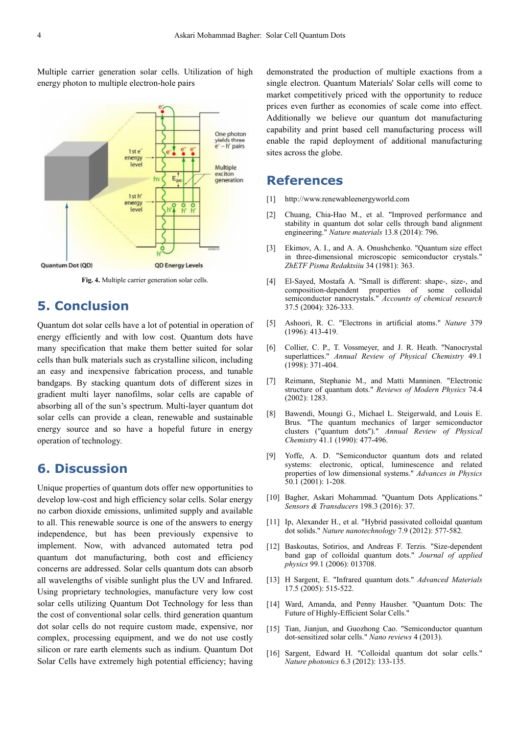Multiple carrier generation solar cells. Utilization of high energy photon to multiple electron-hole pairs

**Fig. 4.** Multiple carrier generation solar cells.

## 5. Conclusion

Quantum dot solar cells have a lot of potential in operation of energy efficiently and with low cost. Quantum dots have many specification that make them better suited for solar cells than bulk materials such as crystalline silicon, including an easy and inexpensive fabrication process, and tunable bandgaps. By stacking quantum dots of different sizes in gradient multi layer nanofilms, solar cells are capable of absorbing all of the sun's spectrum. Multi-layer quantum dot solar cells can provide a clean, renewable and sustainable energy source and so have a hopeful future in energy operation of technology.

## 6. Discussion

Unique properties of quantum dots offer new opportunities to develop low-cost and high efficiency solar cells. Solar energy no carbon dioxide emissions, unlimited supply and available to all. This renewable source is one of the answers to energy independence, but has been previously expensive to implement. Now, with advanced automated tetra pod quantum dot manufacturing, both cost and efficiency concerns are addressed. Solar cells quantum dots can absorb all wavelengths of visible sunlight plus the UV and Infrared. Using proprietary technologies, manufacture very low cost solar cells utilizing Quantum Dot Technology for less than the cost of conventional solar cells. third generation quantum dot solar cells do not require custom made, expensive, nor complex, processing equipment, and we do not use costly silicon or rare earth elements such as indium. Quantum Dot Solar Cells have extremely high potential efficiency; having demonstrated the production of multiple exactions from a single electron. Quantum Materials' Solar cells will come to market competitively priced with the opportunity to reduce prices even further as economies of scale come into effect. Additionally we believe our quantum dot manufacturing capability and print based cell manufacturing process will enable the rapid deployment of additional manufacturing sites across the globe.

## References

[1] http://www.renewableenergyworld.com

[2] Chuang, Chia-Hao M., et al. "Improved performance and stability in quantum dot solar cells through band alignment engineering." *Nature materials* 13.8 (2014): 796.

[3] Ekimov, A. I., and A. A. Onushchenko. "Quantum size effect in three-dimensional microscopic semiconductor crystals." *ZhETF Pisma Redaktsiiu* 34 (1981): 363.

[4] El-Sayed, Mostafa A. "Small is different: shape-, size-, and composition-dependent properties of some colloidal semiconductor nanocrystals." *Accounts of chemical research* 37.5 (2004): 326-333.

[5] Ashoori, R. C. "Electrons in artificial atoms." *Nature* 379 (1996): 413-419.

[6] Collier, C. P., T. Vossmeyer, and J. R. Heath. "Nanocrystal superlattices." *Annual Review of Physical Chemistry* 49.1 (1998): 371-404.

[7] Reimann, Stephanie M., and Matti Manninen. "Electronic structure of quantum dots." *Reviews of Modern Physics* 74.4 (2002): 1283.

[8] Bawendi, Moungi G., Michael L. Steigerwald, and Louis E. Brus. "The quantum mechanics of larger semiconductor clusters ("quantum dots")." *Annual Review of Physical Chemistry* 41.1 (1990): 477-496.

[9] Yoffe, A. D. "Semiconductor quantum dots and related systems: electronic, optical, luminescence and related properties of low dimensional systems." *Advances in Physics* 50.1 (2001): 1-208.

[10] Bagher, Askari Mohammad. "Quantum Dots Applications." *Sensors & Transducers* 198.3 (2016): 37.

[11] Ip, Alexander H., et al. "Hybrid passivated colloidal quantum dot solids." *Nature nanotechnology* 7.9 (2012): 577-582.

[12] Baskoutas, Sotirios, and Andreas F. Terzis. "Size-dependent band gap of colloidal quantum dots." *Journal of applied physics* 99.1 (2006): 013708.

[13] H Sargent, E. "Infrared quantum dots." *Advanced Materials* 17.5 (2005): 515-522.

[14] Ward, Amanda, and Penny Hausher. "Quantum Dots: The Future of Highly-Efficient Solar Cells."

[15] Tian, Jianjun, and Guozhong Cao. "Semiconductor quantum dot-sensitized solar cells." *Nano reviews* 4 (2013).

[16] Sargent, Edward H. "Colloidal quantum dot solar cells." *Nature photonics* 6.3 (2012): 133-135.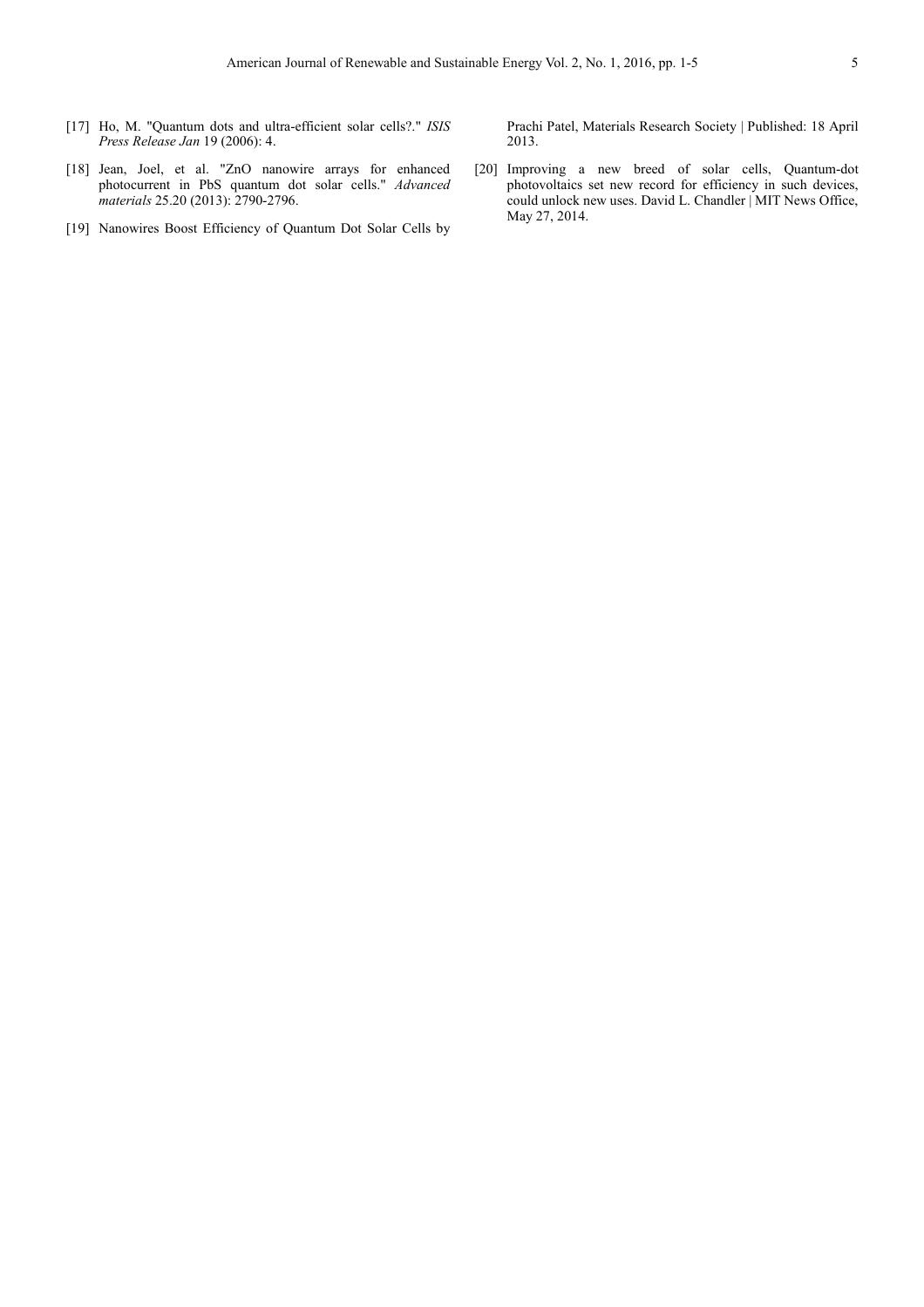[17] Ho, M. "Quantum dots and ultra-efficient solar cells?." *ISIS Press Release Jan* 19 (2006): 4.

[18] Jean, Joel, et al. "ZnO nanowire arrays for enhanced photocurrent in PbS quantum dot solar cells." *Advanced materials* 25.20 (2013): 2790-2796.

[19] Nanowires Boost Efficiency of Quantum Dot Solar Cells by Prachi Patel, Materials Research Society | Published: 18 April 2013.

[20] Improving a new breed of solar cells, Quantum-dot photovoltaics set new record for efficiency in such devices, could unlock new uses. David L. Chandler | MIT News Office, May 27, 2014.